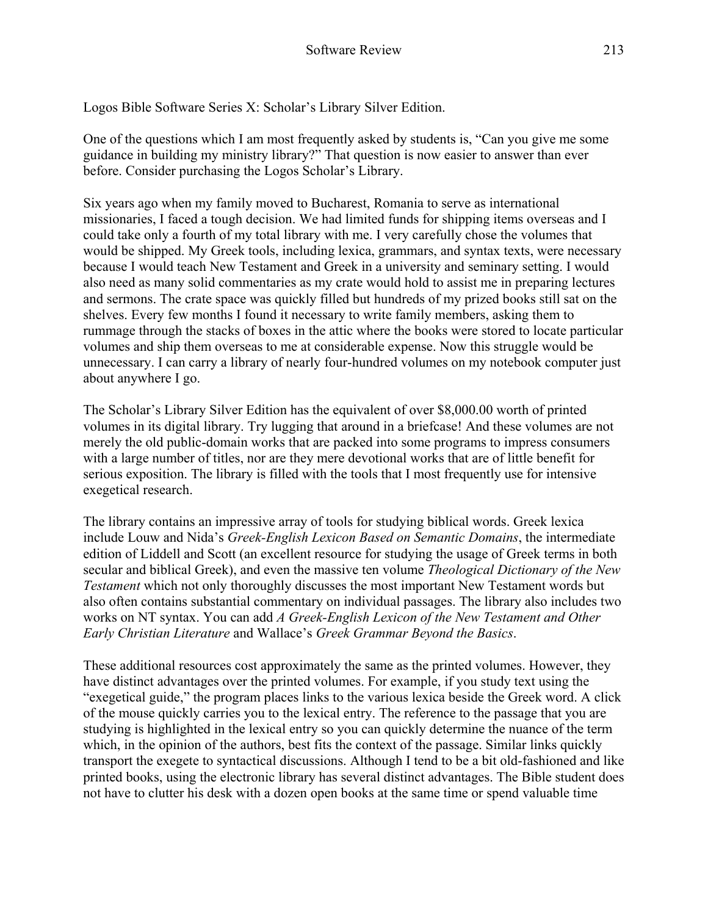Logos Bible Software Series X: Scholar's Library Silver Edition.

One of the questions which I am most frequently asked by students is, "Can you give me some guidance in building my ministry library?" That question is now easier to answer than ever before. Consider purchasing the Logos Scholar's Library.

Six years ago when my family moved to Bucharest, Romania to serve as international missionaries, I faced a tough decision. We had limited funds for shipping items overseas and I could take only a fourth of my total library with me. I very carefully chose the volumes that would be shipped. My Greek tools, including lexica, grammars, and syntax texts, were necessary because I would teach New Testament and Greek in a university and seminary setting. I would also need as many solid commentaries as my crate would hold to assist me in preparing lectures and sermons. The crate space was quickly filled but hundreds of my prized books still sat on the shelves. Every few months I found it necessary to write family members, asking them to rummage through the stacks of boxes in the attic where the books were stored to locate particular volumes and ship them overseas to me at considerable expense. Now this struggle would be unnecessary. I can carry a library of nearly four-hundred volumes on my notebook computer just about anywhere I go.

The Scholar's Library Silver Edition has the equivalent of over $8,000.00 worth of printed volumes in its digital library. Try lugging that around in a briefcase! And these volumes are not merely the old public-domain works that are packed into some programs to impress consumers with a large number of titles, nor are they mere devotional works that are of little benefit for serious exposition. The library is filled with the tools that I most frequently use for intensive exegetical research.

The library contains an impressive array of tools for studying biblical words. Greek lexica include Louw and Nida's *Greek-English Lexicon Based on Semantic Domains*, the intermediate edition of Liddell and Scott (an excellent resource for studying the usage of Greek terms in both secular and biblical Greek), and even the massive ten volume *Theological Dictionary of the New Testament* which not only thoroughly discusses the most important New Testament words but also often contains substantial commentary on individual passages. The library also includes two works on NT syntax. You can add *A Greek-English Lexicon of the New Testament and Other Early Christian Literature* and Wallace's *Greek Grammar Beyond the Basics*.

These additional resources cost approximately the same as the printed volumes. However, they have distinct advantages over the printed volumes. For example, if you study text using the "exegetical guide," the program places links to the various lexica beside the Greek word. A click of the mouse quickly carries you to the lexical entry. The reference to the passage that you are studying is highlighted in the lexical entry so you can quickly determine the nuance of the term which, in the opinion of the authors, best fits the context of the passage. Similar links quickly transport the exegete to syntactical discussions. Although I tend to be a bit old-fashioned and like printed books, using the electronic library has several distinct advantages. The Bible student does not have to clutter his desk with a dozen open books at the same time or spend valuable time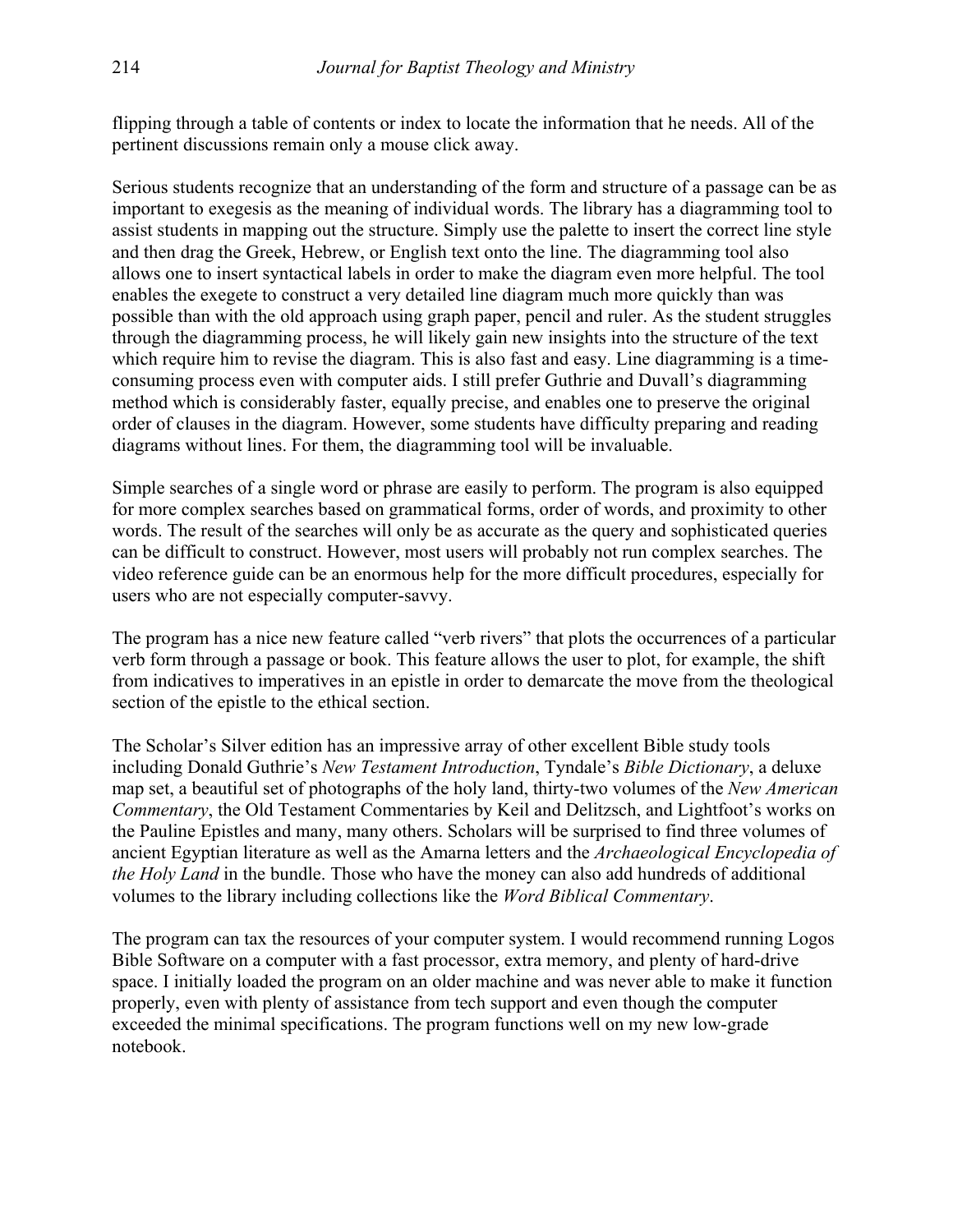flipping through a table of contents or index to locate the information that he needs. All of the pertinent discussions remain only a mouse click away.

Serious students recognize that an understanding of the form and structure of a passage can be as important to exegesis as the meaning of individual words. The library has a diagramming tool to assist students in mapping out the structure. Simply use the palette to insert the correct line style and then drag the Greek, Hebrew, or English text onto the line. The diagramming tool also allows one to insert syntactical labels in order to make the diagram even more helpful. The tool enables the exegete to construct a very detailed line diagram much more quickly than was possible than with the old approach using graph paper, pencil and ruler. As the student struggles through the diagramming process, he will likely gain new insights into the structure of the text which require him to revise the diagram. This is also fast and easy. Line diagramming is a time-consuming process even with computer aids. I still prefer Guthrie and Duvall's diagramming method which is considerably faster, equally precise, and enables one to preserve the original order of clauses in the diagram. However, some students have difficulty preparing and reading diagrams without lines. For them, the diagramming tool will be invaluable.

Simple searches of a single word or phrase are easily to perform. The program is also equipped for more complex searches based on grammatical forms, order of words, and proximity to other words. The result of the searches will only be as accurate as the query and sophisticated queries can be difficult to construct. However, most users will probably not run complex searches. The video reference guide can be an enormous help for the more difficult procedures, especially for users who are not especially computer-savvy.

The program has a nice new feature called "verb rivers" that plots the occurrences of a particular verb form through a passage or book. This feature allows the user to plot, for example, the shift from indicatives to imperatives in an epistle in order to demarcate the move from the theological section of the epistle to the ethical section.

The Scholar's Silver edition has an impressive array of other excellent Bible study tools including Donald Guthrie's *New Testament Introduction*, Tyndale's *Bible Dictionary*, a deluxe map set, a beautiful set of photographs of the holy land, thirty-two volumes of the *New American Commentary*, the Old Testament Commentaries by Keil and Delitzsch, and Lightfoot's works on the Pauline Epistles and many, many others. Scholars will be surprised to find three volumes of ancient Egyptian literature as well as the Amarna letters and the *Archaeological Encyclopedia of the Holy Land* in the bundle. Those who have the money can also add hundreds of additional volumes to the library including collections like the *Word Biblical Commentary*.

The program can tax the resources of your computer system. I would recommend running Logos Bible Software on a computer with a fast processor, extra memory, and plenty of hard-drive space. I initially loaded the program on an older machine and was never able to make it function properly, even with plenty of assistance from tech support and even though the computer exceeded the minimal specifications. The program functions well on my new low-grade notebook.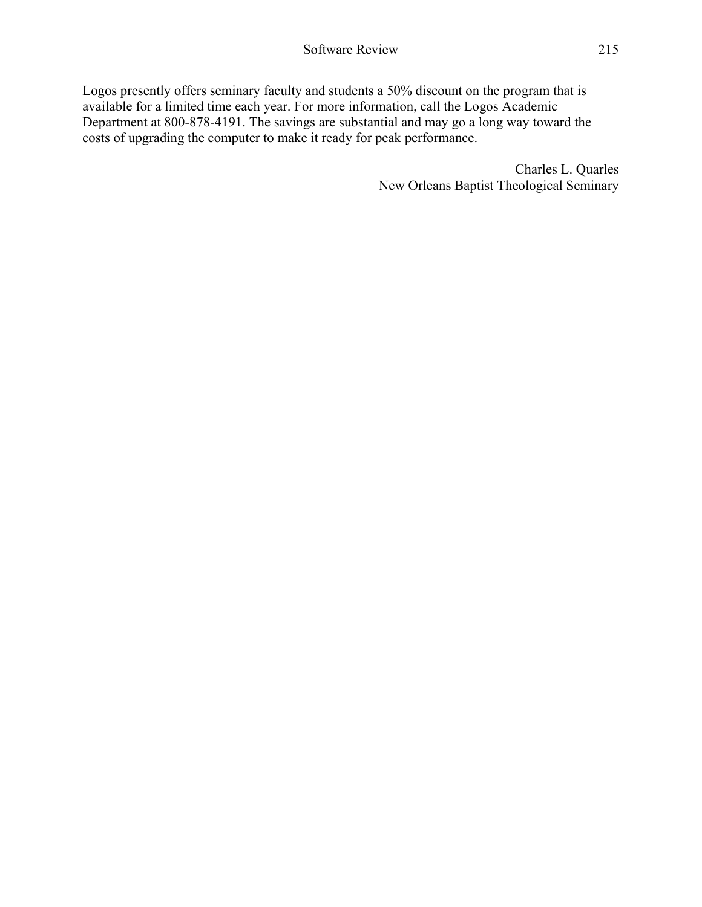Logos presently offers seminary faculty and students a 50% discount on the program that is available for a limited time each year. For more information, call the Logos Academic Department at 800-878-4191. The savings are substantial and may go a long way toward the costs of upgrading the computer to make it ready for peak performance.

Charles L. Quarles
New Orleans Baptist Theological Seminary